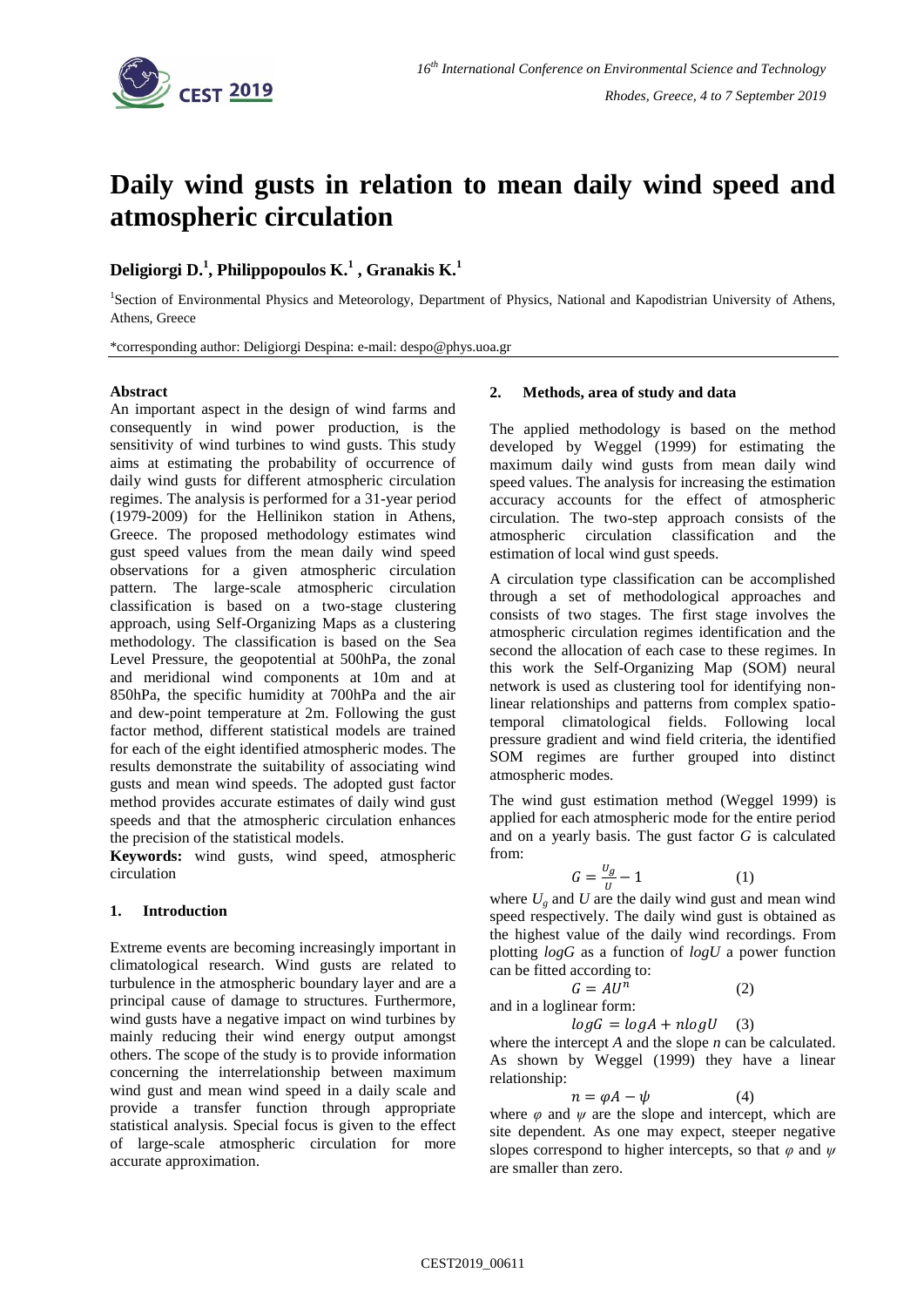# Daily wind gusts in relation to mean daily wind speed and atmospheric circulation

**Deligiorgi D.[1], Philippopoulos K.[1], Granakis K.[1]**

[1]Section of Environmental Physics and Meteorology, Department of Physics, National and Kapodistrian University of Athens, Athens, Greece

*corresponding author: Deligiorgi Despina: e-mail: despo@phys.uoa.gr

## Abstract

An important aspect in the design of wind farms and consequently in wind power production, is the sensitivity of wind turbines to wind gusts. This study aims at estimating the probability of occurrence of daily wind gusts for different atmospheric circulation regimes. The analysis is performed for a 31-year period (1979-2009) for the Hellinikon station in Athens, Greece. The proposed methodology estimates wind gust speed values from the mean daily wind speed observations for a given atmospheric circulation pattern. The large-scale atmospheric circulation classification is based on a two-stage clustering approach, using Self-Organizing Maps as a clustering methodology. The classification is based on the Sea Level Pressure, the geopotential at 500hPa, the zonal and meridional wind components at 10m and at 850hPa, the specific humidity at 700hPa and the air and dew-point temperature at 2m. Following the gust factor method, different statistical models are trained for each of the eight identified atmospheric modes. The results demonstrate the suitability of associating wind gusts and mean wind speeds. The adopted gust factor method provides accurate estimates of daily wind gust speeds and that the atmospheric circulation enhances the precision of the statistical models.

**Keywords:** wind gusts, wind speed, atmospheric circulation

## 1. Introduction

Extreme events are becoming increasingly important in climatological research. Wind gusts are related to turbulence in the atmospheric boundary layer and are a principal cause of damage to structures. Furthermore, wind gusts have a negative impact on wind turbines by mainly reducing their wind energy output amongst others. The scope of the study is to provide information concerning the interrelationship between maximum wind gust and mean wind speed in a daily scale and provide a transfer function through appropriate statistical analysis. Special focus is given to the effect of large-scale atmospheric circulation for more accurate approximation.

## 2. Methods, area of study and data

The applied methodology is based on the method developed by Weggel (1999) for estimating the maximum daily wind gusts from mean daily wind speed values. The analysis for increasing the estimation accuracy accounts for the effect of atmospheric circulation. The two-step approach consists of the atmospheric circulation classification and the estimation of local wind gust speeds.

A circulation type classification can be accomplished through a set of methodological approaches and consists of two stages. The first stage involves the atmospheric circulation regimes identification and the second the allocation of each case to these regimes. In this work the Self-Organizing Map (SOM) neural network is used as clustering tool for identifying non-linear relationships and patterns from complex spatio-temporal climatological fields. Following local pressure gradient and wind field criteria, the identified SOM regimes are further grouped into distinct atmospheric modes.

The wind gust estimation method (Weggel 1999) is applied for each atmospheric mode for the entire period and on a yearly basis. The gust factor $G$ is calculated from:

$$G = \frac{U_g}{U} - 1 \qquad (1)$$

where $U_g$ and $U$ are the daily wind gust and mean wind speed respectively. The daily wind gust is obtained as the highest value of the daily wind recordings. From plotting $logG$ as a function of $logU$ a power function can be fitted according to:

$$G = AU^n \qquad (2)$$

and in a loglinear form:

$$logG = logA + nlogU \qquad (3)$$

where the intercept $A$ and the slope $n$ can be calculated. As shown by Weggel (1999) they have a linear relationship:

$$n = \varphi A - \psi \qquad (4)$$

where $\varphi$ and $\psi$ are the slope and intercept, which are site dependent. As one may expect, steeper negative slopes correspond to higher intercepts, so that $\varphi$ and $\psi$ are smaller than zero.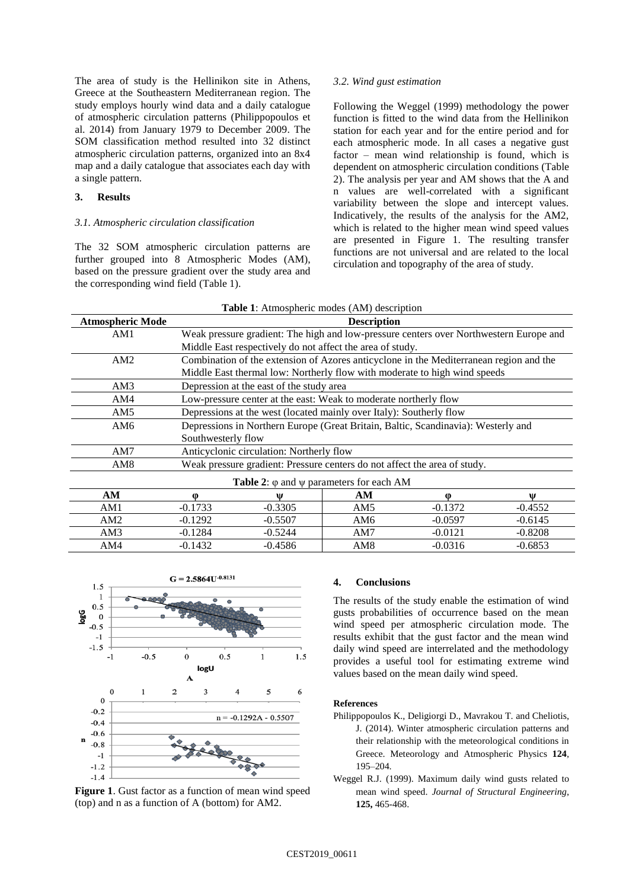The area of study is the Hellinikon site in Athens, Greece at the Southeastern Mediterranean region. The study employs hourly wind data and a daily catalogue of atmospheric circulation patterns (Philippopoulos et al. 2014) from January 1979 to December 2009. The SOM classification method resulted into 32 distinct atmospheric circulation patterns, organized into an 8x4 map and a daily catalogue that associates each day with a single pattern.

## 3. Results

### *3.1. Atmospheric circulation classification*

The 32 SOM atmospheric circulation patterns are further grouped into 8 Atmospheric Modes (AM), based on the pressure gradient over the study area and the corresponding wind field (Table 1).

### *3.2. Wind gust estimation*

Following the Weggel (1999) methodology the power function is fitted to the wind data from the Hellinikon station for each year and for the entire period and for each atmospheric mode. In all cases a negative gust factor – mean wind relationship is found, which is dependent on atmospheric circulation conditions (Table 2). The analysis per year and AM shows that the A and n values are well-correlated with a significant variability between the slope and intercept values. Indicatively, the results of the analysis for the AM2, which is related to the higher mean wind speed values are presented in Figure 1. The resulting transfer functions are not universal and are related to the local circulation and topography of the area of study.

**Table 1**: Atmospheric modes (AM) description

| Atmospheric Mode | Description |
|---|---|
| AM1 | Weak pressure gradient: The high and low-pressure centers over Northwestern Europe and Middle East respectively do not affect the area of study. |
| AM2 | Combination of the extension of Azores anticyclone in the Mediterranean region and the Middle East thermal low: Northerly flow with moderate to high wind speeds |
| AM3 | Depression at the east of the study area |
| AM4 | Low-pressure center at the east: Weak to moderate northerly flow |
| AM5 | Depressions at the west (located mainly over Italy): Southerly flow |
| AM6 | Depressions in Northern Europe (Great Britain, Baltic, Scandinavia): Westerly and Southwesterly flow |
| AM7 | Anticyclonic circulation: Northerly flow |
| AM8 | Weak pressure gradient: Pressure centers do not affect the area of study. |

**Table 2**: φ and ψ parameters for each AM

| AM | φ | ψ | AM | φ | ψ |
|---|---|---|---|---|---|
| AM1 | -0.1733 | -0.3305 | AM5 | -0.1372 | -0.4552 |
| AM2 | -0.1292 | -0.5507 | AM6 | -0.0597 | -0.6145 |
| AM3 | -0.1284 | -0.5244 | AM7 | -0.0121 | -0.8208 |
| AM4 | -0.1432 | -0.4586 | AM8 | -0.0316 | -0.6853 |

$G = 2.5864U^{-0.8131}$

logG

logU

A

n

$n = -0.1292A - 0.5507$

**Figure 1**. Gust factor as a function of mean wind speed (top) and n as a function of A (bottom) for AM2.

## 4. Conclusions

The results of the study enable the estimation of wind gusts probabilities of occurrence based on the mean wind speed per atmospheric circulation mode. The results exhibit that the gust factor and the mean wind daily wind speed are interrelated and the methodology provides a useful tool for estimating extreme wind values based on the mean daily wind speed.

#### References

Philippopoulos K., Deligiorgi D., Mavrakou T. and Cheliotis, J. (2014). Winter atmospheric circulation patterns and their relationship with the meteorological conditions in Greece. Meteorology and Atmospheric Physics **124**, 195–204.

Weggel R.J. (1999). Maximum daily wind gusts related to mean wind speed. *Journal of Structural Engineering*, **125,** 465-468.